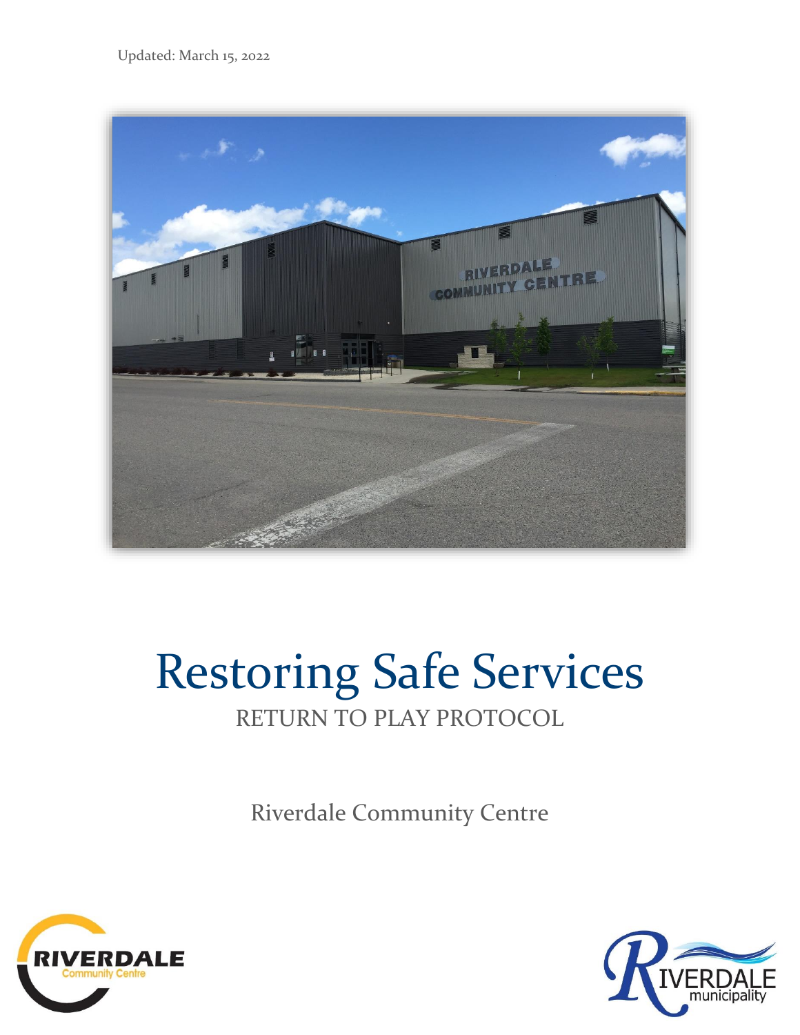Updated: March 15, 2022

# Restoring Safe Services

RETURN TO PLAY PROTOCOL

Riverdale Community Centre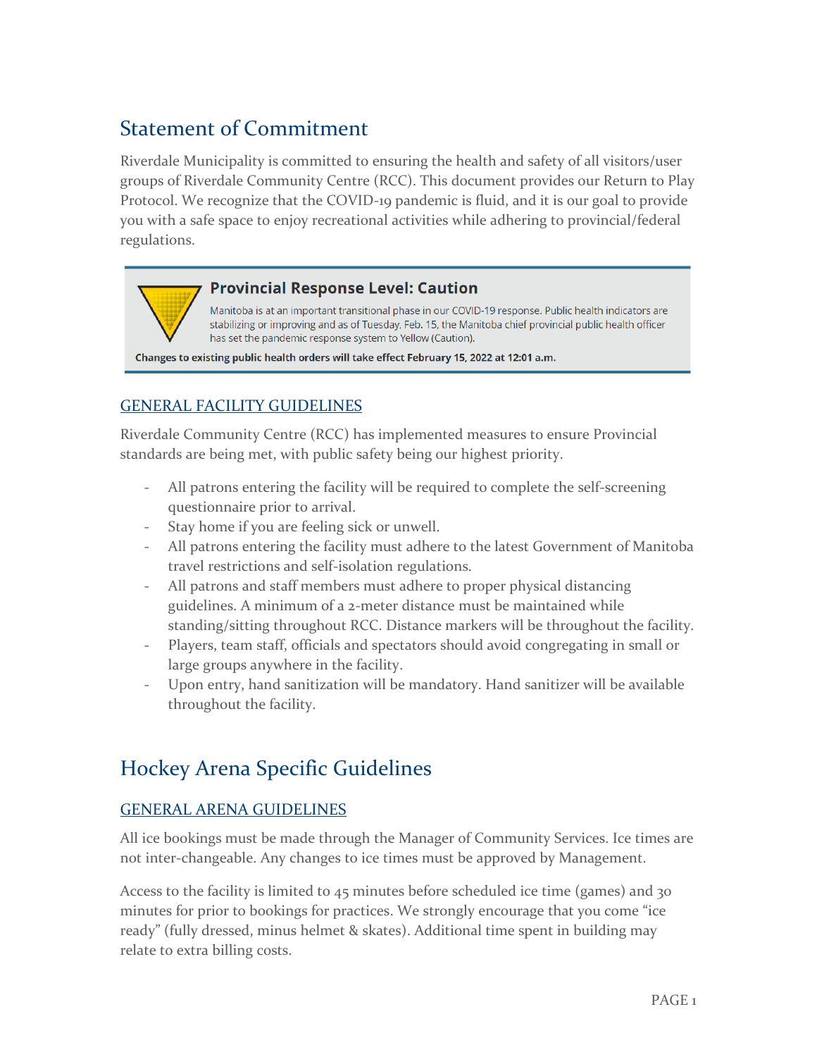## Statement of Commitment

Riverdale Municipality is committed to ensuring the health and safety of all visitors/user groups of Riverdale Community Centre (RCC). This document provides our Return to Play Protocol. We recognize that the COVID-19 pandemic is fluid, and it is our goal to provide you with a safe space to enjoy recreational activities while adhering to provincial/federal regulations.

> **Provincial Response Level: Caution**
>
> Manitoba is at an important transitional phase in our COVID-19 response. Public health indicators are stabilizing or improving and as of Tuesday, Feb. 15, the Manitoba chief provincial public health officer has set the pandemic response system to Yellow (Caution).
>
> **Changes to existing public health orders will take effect February 15, 2022 at 12:01 a.m.**

### GENERAL FACILITY GUIDELINES

Riverdale Community Centre (RCC) has implemented measures to ensure Provincial standards are being met, with public safety being our highest priority.

- All patrons entering the facility will be required to complete the self-screening questionnaire prior to arrival.
- Stay home if you are feeling sick or unwell.
- All patrons entering the facility must adhere to the latest Government of Manitoba travel restrictions and self-isolation regulations.
- All patrons and staff members must adhere to proper physical distancing guidelines. A minimum of a 2-meter distance must be maintained while standing/sitting throughout RCC. Distance markers will be throughout the facility.
- Players, team staff, officials and spectators should avoid congregating in small or large groups anywhere in the facility.
- Upon entry, hand sanitization will be mandatory. Hand sanitizer will be available throughout the facility.

## Hockey Arena Specific Guidelines

### GENERAL ARENA GUIDELINES

All ice bookings must be made through the Manager of Community Services. Ice times are not inter-changeable. Any changes to ice times must be approved by Management.

Access to the facility is limited to 45 minutes before scheduled ice time (games) and 30 minutes for prior to bookings for practices. We strongly encourage that you come "ice ready" (fully dressed, minus helmet & skates). Additional time spent in building may relate to extra billing costs.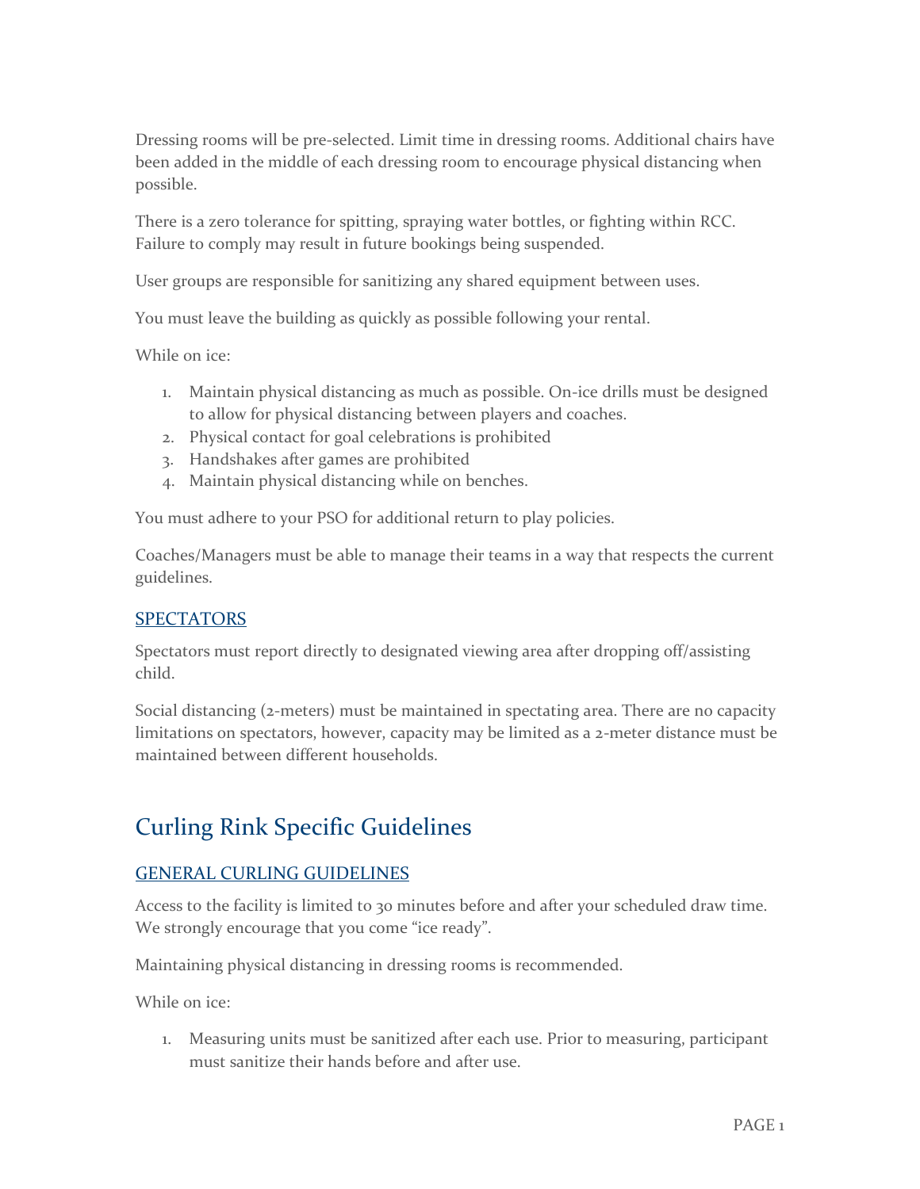Dressing rooms will be pre-selected. Limit time in dressing rooms. Additional chairs have been added in the middle of each dressing room to encourage physical distancing when possible.

There is a zero tolerance for spitting, spraying water bottles, or fighting within RCC. Failure to comply may result in future bookings being suspended.

User groups are responsible for sanitizing any shared equipment between uses.

You must leave the building as quickly as possible following your rental.

While on ice:

1. Maintain physical distancing as much as possible. On-ice drills must be designed to allow for physical distancing between players and coaches.
2. Physical contact for goal celebrations is prohibited
3. Handshakes after games are prohibited
4. Maintain physical distancing while on benches.

You must adhere to your PSO for additional return to play policies.

Coaches/Managers must be able to manage their teams in a way that respects the current guidelines.

### SPECTATORS

Spectators must report directly to designated viewing area after dropping off/assisting child.

Social distancing (2-meters) must be maintained in spectating area. There are no capacity limitations on spectators, however, capacity may be limited as a 2-meter distance must be maintained between different households.

## Curling Rink Specific Guidelines

### GENERAL CURLING GUIDELINES

Access to the facility is limited to 30 minutes before and after your scheduled draw time. We strongly encourage that you come "ice ready".

Maintaining physical distancing in dressing rooms is recommended.

While on ice:

1. Measuring units must be sanitized after each use. Prior to measuring, participant must sanitize their hands before and after use.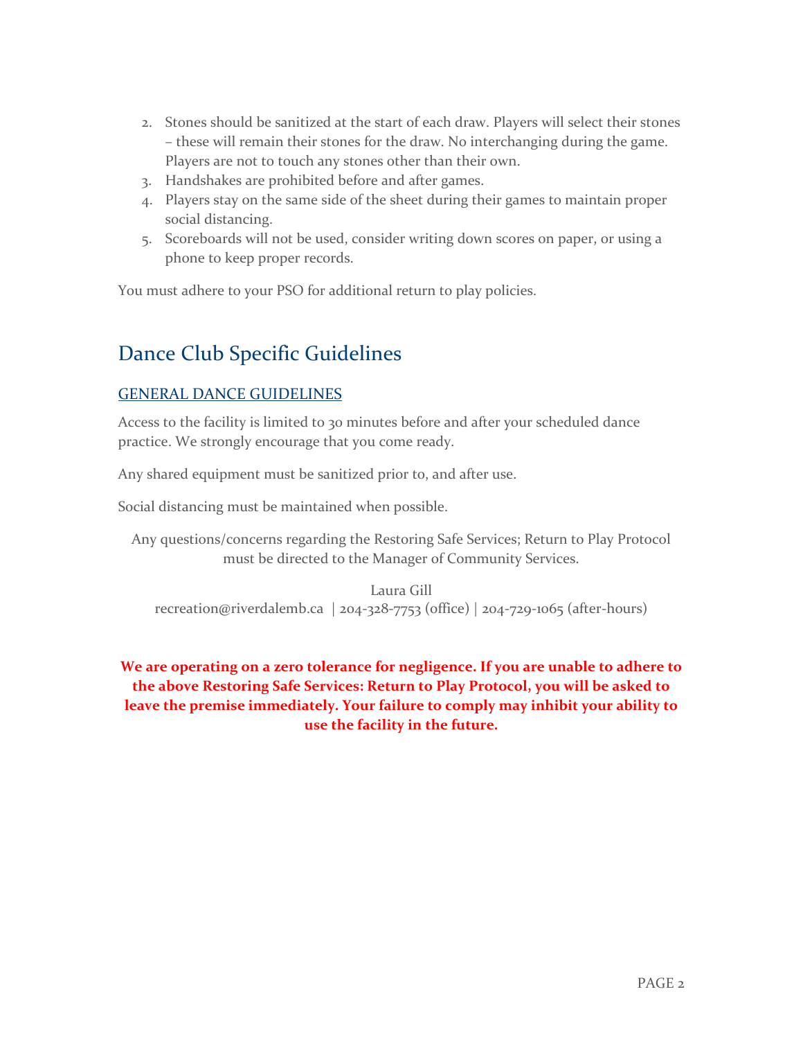2. Stones should be sanitized at the start of each draw. Players will select their stones – these will remain their stones for the draw. No interchanging during the game. Players are not to touch any stones other than their own.
3. Handshakes are prohibited before and after games.
4. Players stay on the same side of the sheet during their games to maintain proper social distancing.
5. Scoreboards will not be used, consider writing down scores on paper, or using a phone to keep proper records.

You must adhere to your PSO for additional return to play policies.

## Dance Club Specific Guidelines

### GENERAL DANCE GUIDELINES

Access to the facility is limited to 30 minutes before and after your scheduled dance practice. We strongly encourage that you come ready.

Any shared equipment must be sanitized prior to, and after use.

Social distancing must be maintained when possible.

Any questions/concerns regarding the Restoring Safe Services; Return to Play Protocol must be directed to the Manager of Community Services.

Laura Gill
recreation@riverdalemb.ca | 204-328-7753 (office) | 204-729-1065 (after-hours)

**We are operating on a zero tolerance for negligence. If you are unable to adhere to the above Restoring Safe Services: Return to Play Protocol, you will be asked to leave the premise immediately. Your failure to comply may inhibit your ability to use the facility in the future.**